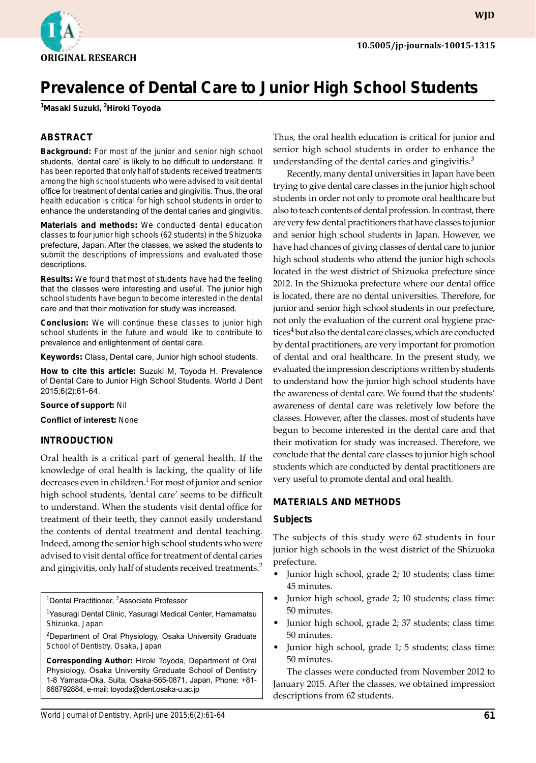ORIGINAL RESEARCH

10.5005/jp-journals-10015-1315

# Prevalence of Dental Care to Junior High School Students

[1]Masaki Suzuki, [2]Hiroki Toyoda

## ABSTRACT

**Background:** For most of the junior and senior high school students, 'dental care' is likely to be difficult to understand. It has been reported that only half of students received treatments among the high school students who were advised to visit dental office for treatment of dental caries and gingivitis. Thus, the oral health education is critical for high school students in order to enhance the understanding of the dental caries and gingivitis.

**Materials and methods:** We conducted dental education classes to four junior high schools (62 students) in the Shizuoka prefecture, Japan. After the classes, we asked the students to submit the descriptions of impressions and evaluated those descriptions.

**Results:** We found that most of students have had the feeling that the classes were interesting and useful. The junior high school students have begun to become interested in the dental care and that their motivation for study was increased.

**Conclusion:** We will continue these classes to junior high school students in the future and would like to contribute to prevalence and enlightenment of dental care.

**Keywords:** Class, Dental care, Junior high school students.

**How to cite this article:** Suzuki M, Toyoda H. Prevalence of Dental Care to Junior High School Students. World J Dent 2015;6(2):61-64.

**Source of support:** Nil

**Conflict of interest:** None

## INTRODUCTION

Oral health is a critical part of general health. If the knowledge of oral health is lacking, the quality of life decreases even in children.[1] For most of junior and senior high school students, 'dental care' seems to be difficult to understand. When the students visit dental office for treatment of their teeth, they cannot easily understand the contents of dental treatment and dental teaching. Indeed, among the senior high school students who were advised to visit dental office for treatment of dental caries and gingivitis, only half of students received treatments.[2] Thus, the oral health education is critical for junior and senior high school students in order to enhance the understanding of the dental caries and gingivitis.[3]

Recently, many dental universities in Japan have been trying to give dental care classes in the junior high school students in order not only to promote oral healthcare but also to teach contents of dental profession. In contrast, there are very few dental practitioners that have classes to junior and senior high school students in Japan. However, we have had chances of giving classes of dental care to junior high school students who attend the junior high schools located in the west district of Shizuoka prefecture since 2012. In the Shizuoka prefecture where our dental office is located, there are no dental universities. Therefore, for junior and senior high school students in our prefecture, not only the evaluation of the current oral hygiene practices[4] but also the dental care classes, which are conducted by dental practitioners, are very important for promotion of dental and oral healthcare. In the present study, we evaluated the impression descriptions written by students to understand how the junior high school students have the awareness of dental care. We found that the students' awareness of dental care was reletively low before the classes. However, after the classes, most of students have begun to become interested in the dental care and that their motivation for study was increased. Therefore, we conclude that the dental care classes to junior high school students which are conducted by dental practitioners are very useful to promote dental and oral health.

## MATERIALS AND METHODS

### Subjects

The subjects of this study were 62 students in four junior high schools in the west district of the Shizuoka prefecture.

- Junior high school, grade 2; 10 students; class time: 45 minutes.
- Junior high school, grade 2; 10 students; class time: 50 minutes.
- Junior high school, grade 2; 37 students; class time: 50 minutes.
- Junior high school, grade 1; 5 students; class time: 50 minutes.

The classes were conducted from November 2012 to January 2015. After the classes, we obtained impression descriptions from 62 students.

---

[1]Dental Practitioner, [2]Associate Professor

[1]Yasuragi Dental Clinic, Yasuragi Medical Center, Hamamatsu Shizuoka, Japan

[2]Department of Oral Physiology, Osaka University Graduate School of Dentistry, Osaka, Japan

**Corresponding Author:** Hiroki Toyoda, Department of Oral Physiology, Osaka University Graduate School of Dentistry 1-8 Yamada-Oka, Suita, Osaka-565-0871, Japan, Phone: +81-668792884, e-mail: toyoda@dent.osaka-u.ac.jp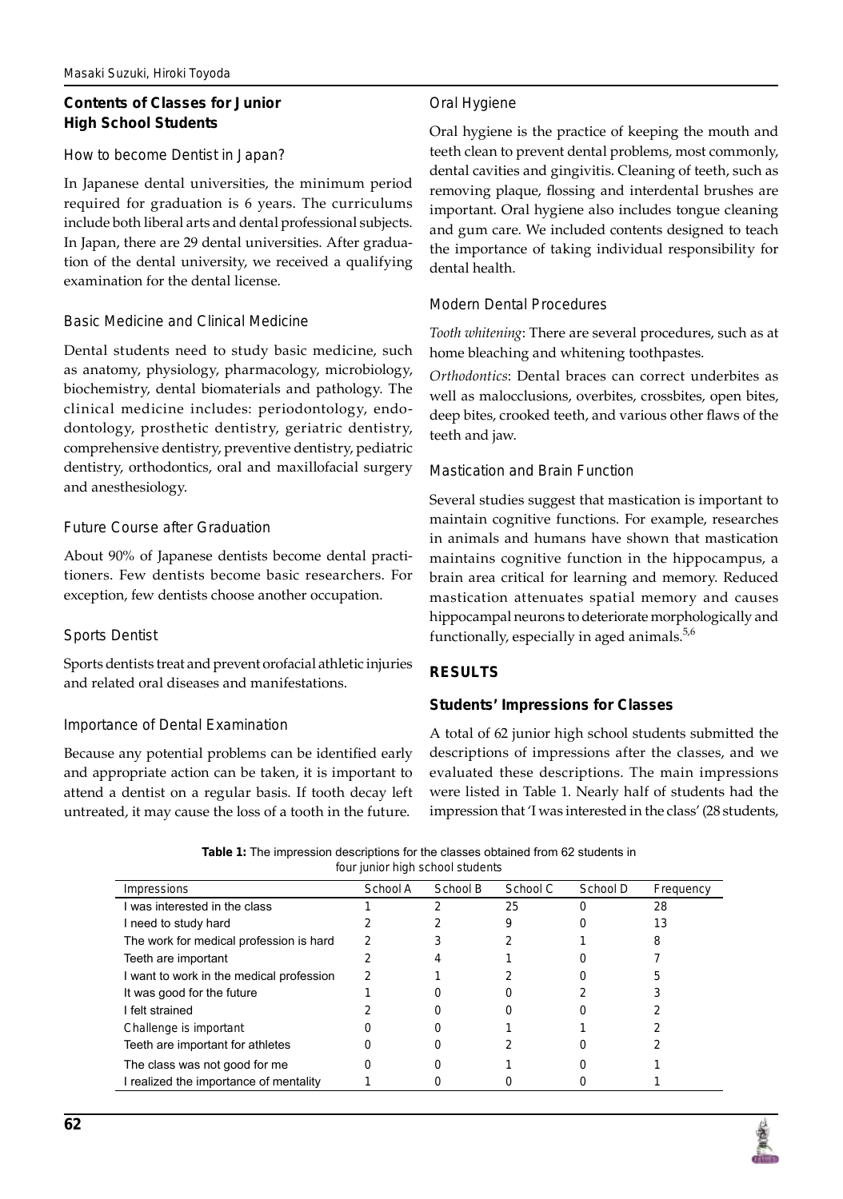## Contents of Classes for Junior High School Students

### How to become Dentist in Japan?

In Japanese dental universities, the minimum period required for graduation is 6 years. The curriculums include both liberal arts and dental professional subjects. In Japan, there are 29 dental universities. After graduation of the dental university, we received a qualifying examination for the dental license.

### Basic Medicine and Clinical Medicine

Dental students need to study basic medicine, such as anatomy, physiology, pharmacology, microbiology, biochemistry, dental biomaterials and pathology. The clinical medicine includes: periodontology, endodontology, prosthetic dentistry, geriatric dentistry, comprehensive dentistry, preventive dentistry, pediatric dentistry, orthodontics, oral and maxillofacial surgery and anesthesiology.

### Future Course after Graduation

About 90% of Japanese dentists become dental practitioners. Few dentists become basic researchers. For exception, few dentists choose another occupation.

### Sports Dentist

Sports dentists treat and prevent orofacial athletic injuries and related oral diseases and manifestations.

### Importance of Dental Examination

Because any potential problems can be identified early and appropriate action can be taken, it is important to attend a dentist on a regular basis. If tooth decay left untreated, it may cause the loss of a tooth in the future.

### Oral Hygiene

Oral hygiene is the practice of keeping the mouth and teeth clean to prevent dental problems, most commonly, dental cavities and gingivitis. Cleaning of teeth, such as removing plaque, flossing and interdental brushes are important. Oral hygiene also includes tongue cleaning and gum care. We included contents designed to teach the importance of taking individual responsibility for dental health.

### Modern Dental Procedures

*Tooth whitening*: There are several procedures, such as at home bleaching and whitening toothpastes.

*Orthodontics*: Dental braces can correct underbites as well as malocclusions, overbites, crossbites, open bites, deep bites, crooked teeth, and various other flaws of the teeth and jaw.

### Mastication and Brain Function

Several studies suggest that mastication is important to maintain cognitive functions. For example, researches in animals and humans have shown that mastication maintains cognitive function in the hippocampus, a brain area critical for learning and memory. Reduced mastication attenuates spatial memory and causes hippocampal neurons to deteriorate morphologically and functionally, especially in aged animals.[5,6]

## RESULTS

### Students' Impressions for Classes

A total of 62 junior high school students submitted the descriptions of impressions after the classes, and we evaluated these descriptions. The main impressions were listed in Table 1. Nearly half of students had the impression that 'I was interested in the class' (28 students,

**Table 1:** The impression descriptions for the classes obtained from 62 students in four junior high school students

| Impressions | School A | School B | School C | School D | Frequency |
|---|---|---|---|---|---|
| I was interested in the class | 1 | 2 | 25 | 0 | 28 |
| I need to study hard | 2 | 2 | 9 | 0 | 13 |
| The work for medical profession is hard | 2 | 3 | 2 | 1 | 8 |
| Teeth are important | 2 | 4 | 1 | 0 | 7 |
| I want to work in the medical profession | 2 | 1 | 2 | 0 | 5 |
| It was good for the future | 1 | 0 | 0 | 2 | 3 |
| I felt strained | 2 | 0 | 0 | 0 | 2 |
| Challenge is important | 0 | 0 | 1 | 1 | 2 |
| Teeth are important for athletes | 0 | 0 | 2 | 0 | 2 |
| The class was not good for me | 0 | 0 | 1 | 0 | 1 |
| I realized the importance of mentality | 1 | 0 | 0 | 0 | 1 |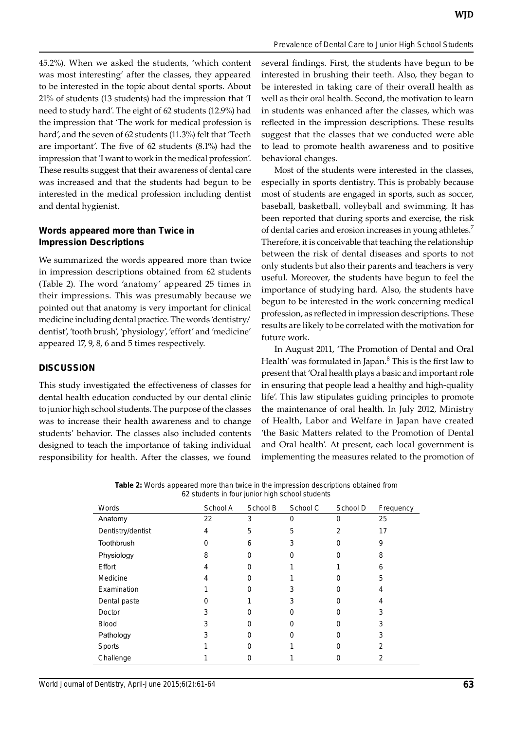45.2%). When we asked the students, 'which content was most interesting' after the classes, they appeared to be interested in the topic about dental sports. About 21% of students (13 students) had the impression that 'I need to study hard'. The eight of 62 students (12.9%) had the impression that 'The work for medical profession is hard', and the seven of 62 students (11.3%) felt that 'Teeth are important'. The five of 62 students (8.1%) had the impression that 'I want to work in the medical profession'. These results suggest that their awareness of dental care was increased and that the students had begun to be interested in the medical profession including dentist and dental hygienist.

### Words appeared more than Twice in Impression Descriptions

We summarized the words appeared more than twice in impression descriptions obtained from 62 students (Table 2). The word 'anatomy' appeared 25 times in their impressions. This was presumably because we pointed out that anatomy is very important for clinical medicine including dental practice. The words 'dentistry/dentist', 'tooth brush', 'physiology', 'effort' and 'medicine' appeared 17, 9, 8, 6 and 5 times respectively.

## DISCUSSION

This study investigated the effectiveness of classes for dental health education conducted by our dental clinic to junior high school students. The purpose of the classes was to increase their health awareness and to change students' behavior. The classes also included contents designed to teach the importance of taking individual responsibility for health. After the classes, we found several findings. First, the students have begun to be interested in brushing their teeth. Also, they began to be interested in taking care of their overall health as well as their oral health. Second, the motivation to learn in students was enhanced after the classes, which was reflected in the impression descriptions. These results suggest that the classes that we conducted were able to lead to promote health awareness and to positive behavioral changes.

Most of the students were interested in the classes, especially in sports dentistry. This is probably because most of students are engaged in sports, such as soccer, baseball, basketball, volleyball and swimming. It has been reported that during sports and exercise, the risk of dental caries and erosion increases in young athletes.[7] Therefore, it is conceivable that teaching the relationship between the risk of dental diseases and sports to not only students but also their parents and teachers is very useful. Moreover, the students have begun to feel the importance of studying hard. Also, the students have begun to be interested in the work concerning medical profession, as reflected in impression descriptions. These results are likely to be correlated with the motivation for future work.

In August 2011, 'The Promotion of Dental and Oral Health' was formulated in Japan.[8] This is the first law to present that 'Oral health plays a basic and important role in ensuring that people lead a healthy and high-quality life'. This law stipulates guiding principles to promote the maintenance of oral health. In July 2012, Ministry of Health, Labor and Welfare in Japan have created 'the Basic Matters related to the Promotion of Dental and Oral health'. At present, each local government is implementing the measures related to the promotion of

**Table 2:** Words appeared more than twice in the impression descriptions obtained from 62 students in four junior high school students

| Words | School A | School B | School C | School D | Frequency |
|---|---|---|---|---|---|
| Anatomy | 22 | 3 | 0 | 0 | 25 |
| Dentistry/dentist | 4 | 5 | 5 | 2 | 17 |
| Toothbrush | 0 | 6 | 3 | 0 | 9 |
| Physiology | 8 | 0 | 0 | 0 | 8 |
| Effort | 4 | 0 | 1 | 1 | 6 |
| Medicine | 4 | 0 | 1 | 0 | 5 |
| Examination | 1 | 0 | 3 | 0 | 4 |
| Dental paste | 0 | 1 | 3 | 0 | 4 |
| Doctor | 3 | 0 | 0 | 0 | 3 |
| Blood | 3 | 0 | 0 | 0 | 3 |
| Pathology | 3 | 0 | 0 | 0 | 3 |
| Sports | 1 | 0 | 1 | 0 | 2 |
| Challenge | 1 | 0 | 1 | 0 | 2 |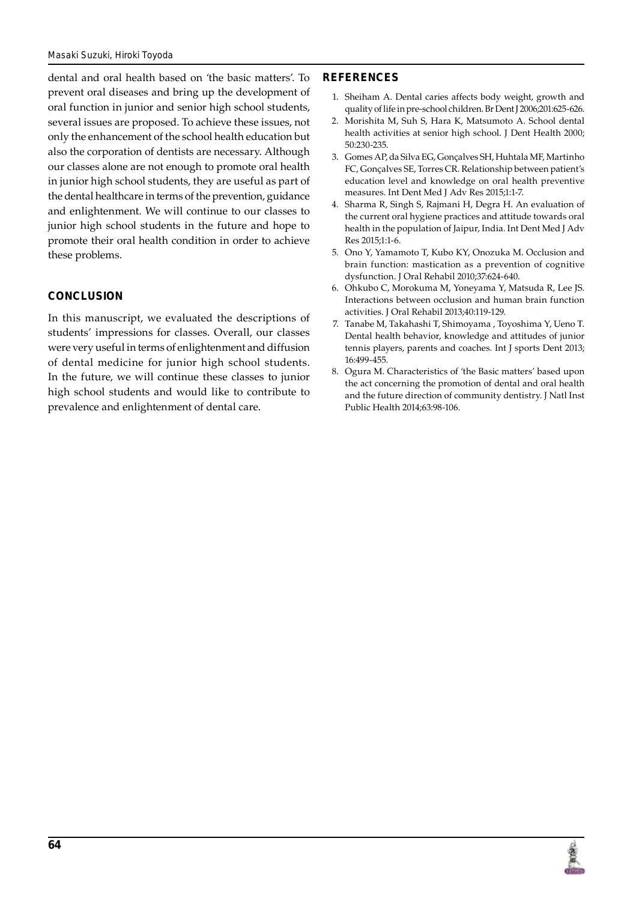dental and oral health based on 'the basic matters'. To prevent oral diseases and bring up the development of oral function in junior and senior high school students, several issues are proposed. To achieve these issues, not only the enhancement of the school health education but also the corporation of dentists are necessary. Although our classes alone are not enough to promote oral health in junior high school students, they are useful as part of the dental healthcare in terms of the prevention, guidance and enlightenment. We will continue to our classes to junior high school students in the future and hope to promote their oral health condition in order to achieve these problems.

## CONCLUSION

In this manuscript, we evaluated the descriptions of students' impressions for classes. Overall, our classes were very useful in terms of enlightenment and diffusion of dental medicine for junior high school students. In the future, we will continue these classes to junior high school students and would like to contribute to prevalence and enlightenment of dental care.

## REFERENCES

1. Sheiham A. Dental caries affects body weight, growth and quality of life in pre-school children. Br Dent J 2006;201:625-626.
2. Morishita M, Suh S, Hara K, Matsumoto A. School dental health activities at senior high school. J Dent Health 2000; 50:230-235.
3. Gomes AP, da Silva EG, Gonçalves SH, Huhtala MF, Martinho FC, Gonçalves SE, Torres CR. Relationship between patient's education level and knowledge on oral health preventive measures. Int Dent Med J Adv Res 2015;1:1-7.
4. Sharma R, Singh S, Rajmani H, Degra H. An evaluation of the current oral hygiene practices and attitude towards oral health in the population of Jaipur, India. Int Dent Med J Adv Res 2015;1:1-6.
5. Ono Y, Yamamoto T, Kubo KY, Onozuka M. Occlusion and brain function: mastication as a prevention of cognitive dysfunction. J Oral Rehabil 2010;37:624-640.
6. Ohkubo C, Morokuma M, Yoneyama Y, Matsuda R, Lee JS. Interactions between occlusion and human brain function activities. J Oral Rehabil 2013;40:119-129.
7. Tanabe M, Takahashi T, Shimoyama , Toyoshima Y, Ueno T. Dental health behavior, knowledge and attitudes of junior tennis players, parents and coaches. Int J sports Dent 2013; 16:499-455.
8. Ogura M. Characteristics of 'the Basic matters' based upon the act concerning the promotion of dental and oral health and the future direction of community dentistry. J Natl Inst Public Health 2014;63:98-106.